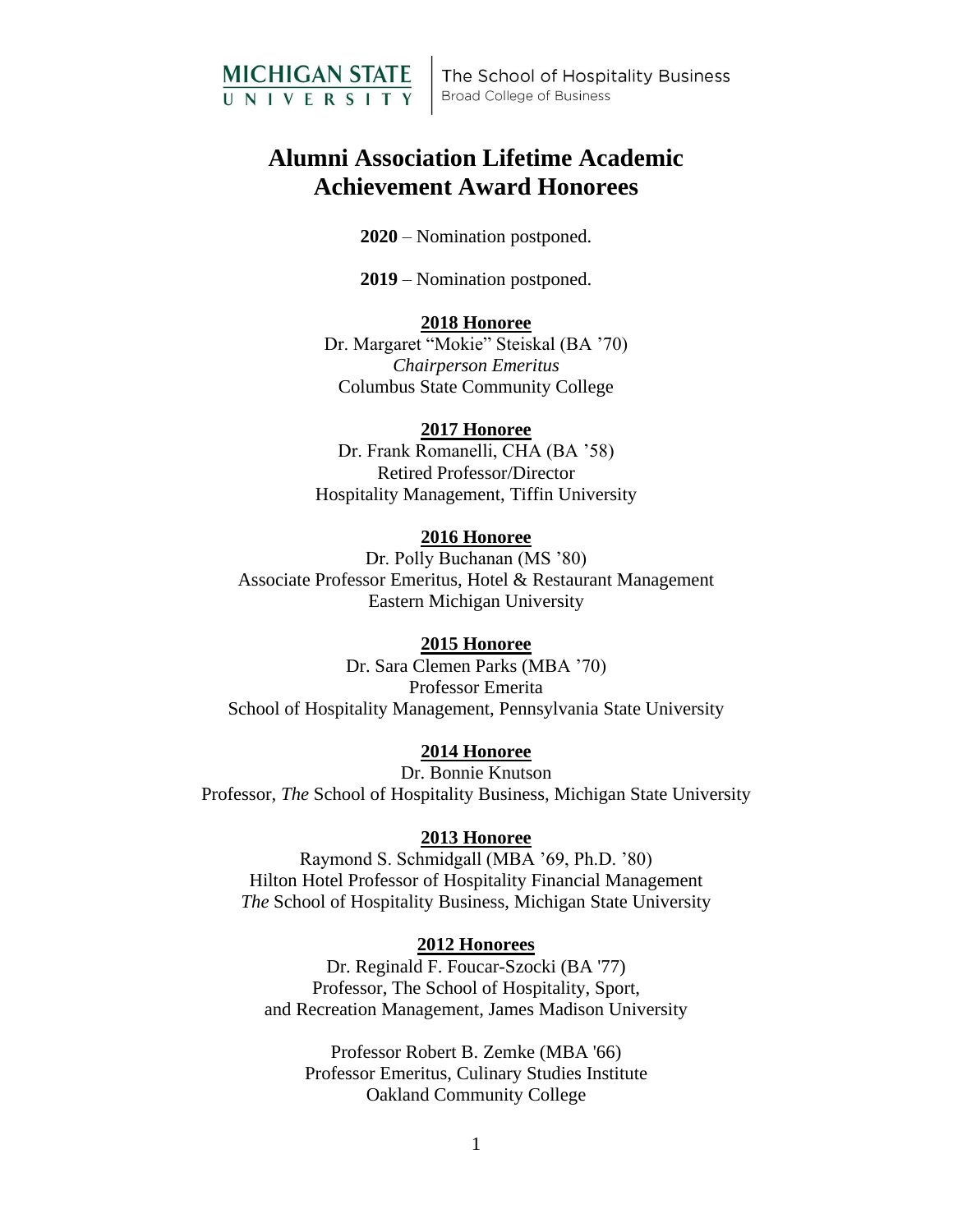MICHIGAN STATE UNIVERSITY | The School of Hospitality Business
Broad College of Business

# Alumni Association Lifetime Academic Achievement Award Honorees

**2020** – Nomination postponed.

**2019** – Nomination postponed.

**2018 Honoree**

Dr. Margaret "Mokie" Steiskal (BA '70)
*Chairperson Emeritus*
Columbus State Community College

**2017 Honoree**

Dr. Frank Romanelli, CHA (BA '58)
Retired Professor/Director
Hospitality Management, Tiffin University

**2016 Honoree**

Dr. Polly Buchanan (MS '80)
Associate Professor Emeritus, Hotel & Restaurant Management
Eastern Michigan University

**2015 Honoree**

Dr. Sara Clemen Parks (MBA '70)
Professor Emerita
School of Hospitality Management, Pennsylvania State University

**2014 Honoree**

Dr. Bonnie Knutson
Professor, *The* School of Hospitality Business, Michigan State University

**2013 Honoree**

Raymond S. Schmidgall (MBA '69, Ph.D. '80)
Hilton Hotel Professor of Hospitality Financial Management
*The* School of Hospitality Business, Michigan State University

**2012 Honorees**

Dr. Reginald F. Foucar-Szocki (BA '77)
Professor, The School of Hospitality, Sport,
and Recreation Management, James Madison University

Professor Robert B. Zemke (MBA '66)
Professor Emeritus, Culinary Studies Institute
Oakland Community College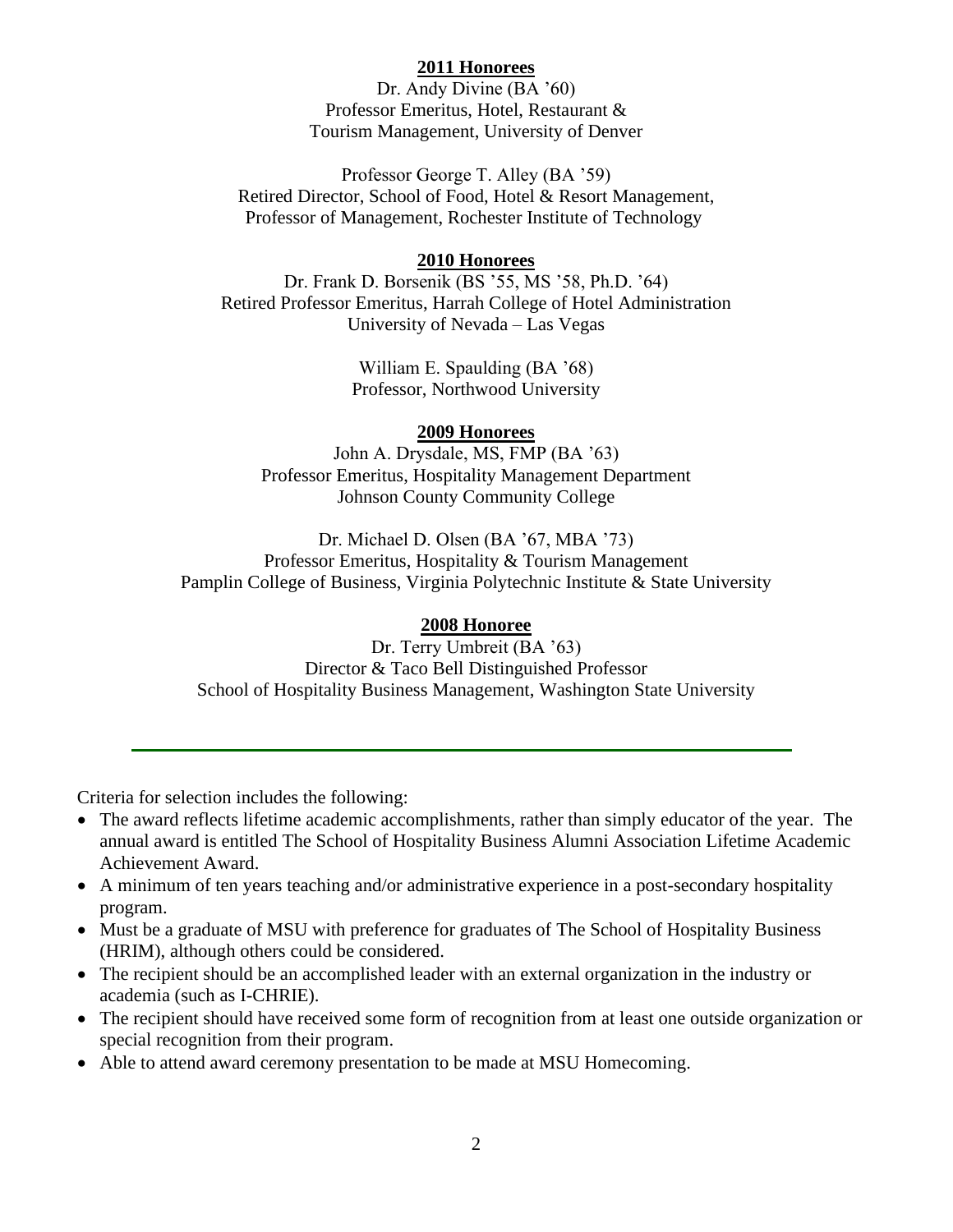**2011 Honorees**

Dr. Andy Divine (BA ’60)
Professor Emeritus, Hotel, Restaurant & Tourism Management, University of Denver

Professor George T. Alley (BA ’59)
Retired Director, School of Food, Hotel & Resort Management, Professor of Management, Rochester Institute of Technology

**2010 Honorees**

Dr. Frank D. Borsenik (BS ’55, MS ’58, Ph.D. ’64)
Retired Professor Emeritus, Harrah College of Hotel Administration
University of Nevada – Las Vegas

William E. Spaulding (BA ’68)
Professor, Northwood University

**2009 Honorees**

John A. Drysdale, MS, FMP (BA ’63)
Professor Emeritus, Hospitality Management Department
Johnson County Community College

Dr. Michael D. Olsen (BA ’67, MBA ’73)
Professor Emeritus, Hospitality & Tourism Management
Pamplin College of Business, Virginia Polytechnic Institute & State University

**2008 Honoree**

Dr. Terry Umbreit (BA ’63)
Director & Taco Bell Distinguished Professor
School of Hospitality Business Management, Washington State University

---

Criteria for selection includes the following:

- The award reflects lifetime academic accomplishments, rather than simply educator of the year. The annual award is entitled The School of Hospitality Business Alumni Association Lifetime Academic Achievement Award.
- A minimum of ten years teaching and/or administrative experience in a post-secondary hospitality program.
- Must be a graduate of MSU with preference for graduates of The School of Hospitality Business (HRIM), although others could be considered.
- The recipient should be an accomplished leader with an external organization in the industry or academia (such as I-CHRIE).
- The recipient should have received some form of recognition from at least one outside organization or special recognition from their program.
- Able to attend award ceremony presentation to be made at MSU Homecoming.